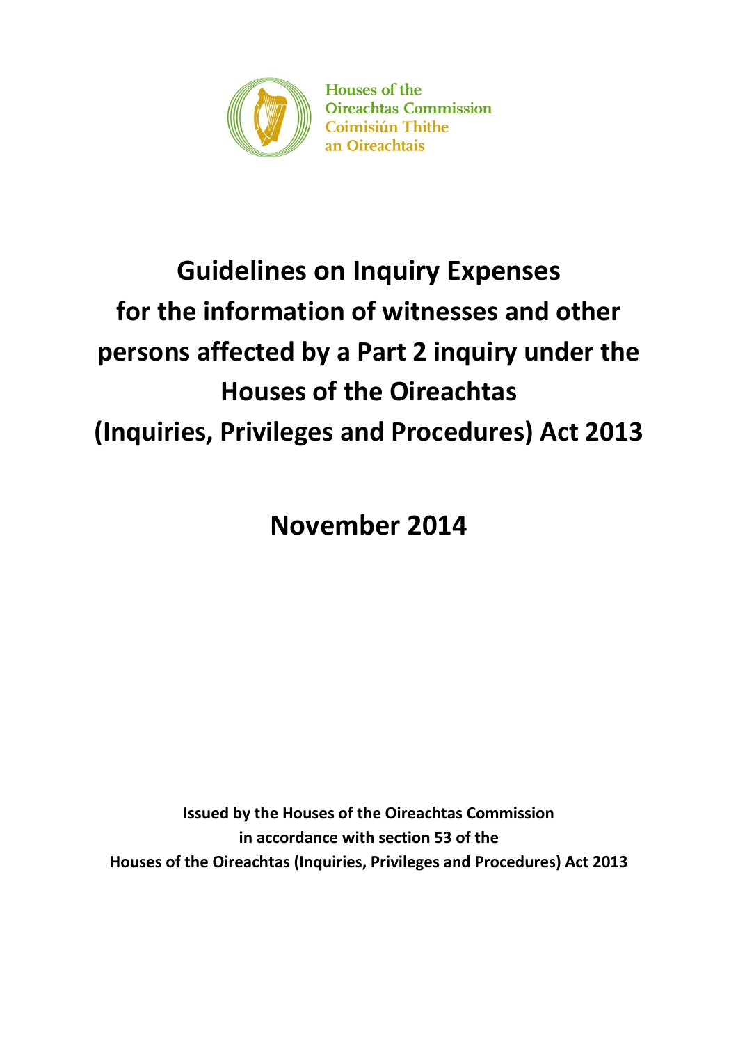Houses of the
Oireachtas Commission
Coimisiún Thithe
an Oireachtais

# Guidelines on Inquiry Expenses for the information of witnesses and other persons affected by a Part 2 inquiry under the Houses of the Oireachtas (Inquiries, Privileges and Procedures) Act 2013

## November 2014

**Issued by the Houses of the Oireachtas Commission in accordance with section 53 of the Houses of the Oireachtas (Inquiries, Privileges and Procedures) Act 2013**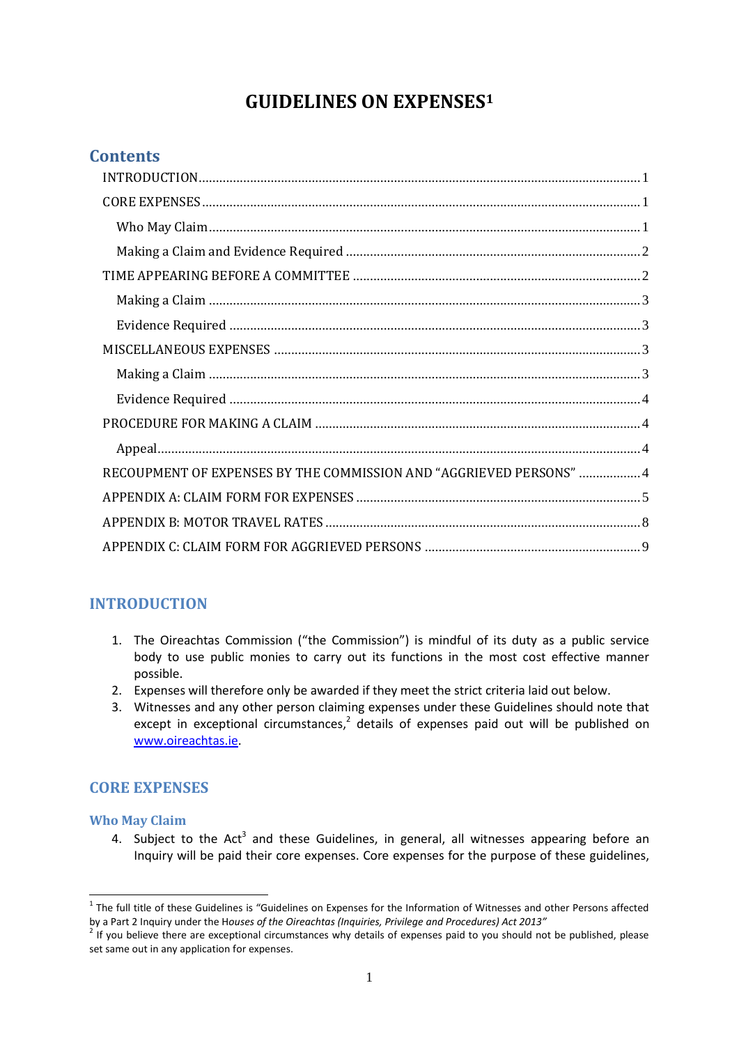# GUIDELINES ON EXPENSES[1]

## Contents

- INTRODUCTION ... 1
- CORE EXPENSES ... 1
  - Who May Claim ... 1
  - Making a Claim and Evidence Required ... 2
- TIME APPEARING BEFORE A COMMITTEE ... 2
  - Making a Claim ... 3
  - Evidence Required ... 3
- MISCELLANEOUS EXPENSES ... 3
  - Making a Claim ... 3
  - Evidence Required ... 4
- PROCEDURE FOR MAKING A CLAIM ... 4
  - Appeal ... 4
- RECOUPMENT OF EXPENSES BY THE COMMISSION AND "AGGRIEVED PERSONS" ... 4
- APPENDIX A: CLAIM FORM FOR EXPENSES ... 5
- APPENDIX B: MOTOR TRAVEL RATES ... 8
- APPENDIX C: CLAIM FORM FOR AGGRIEVED PERSONS ... 9

## INTRODUCTION

1. The Oireachtas Commission ("the Commission") is mindful of its duty as a public service body to use public monies to carry out its functions in the most cost effective manner possible.
2. Expenses will therefore only be awarded if they meet the strict criteria laid out below.
3. Witnesses and any other person claiming expenses under these Guidelines should note that except in exceptional circumstances,[2] details of expenses paid out will be published on www.oireachtas.ie.

## CORE EXPENSES

### Who May Claim

4. Subject to the Act[3] and these Guidelines, in general, all witnesses appearing before an Inquiry will be paid their core expenses. Core expenses for the purpose of these guidelines,

---

[1] The full title of these Guidelines is "Guidelines on Expenses for the Information of Witnesses and other Persons affected by a Part 2 Inquiry under the H*ouses of the Oireachtas (Inquiries, Privilege and Procedures) Act 2013"*

[2] If you believe there are exceptional circumstances why details of expenses paid to you should not be published, please set same out in any application for expenses.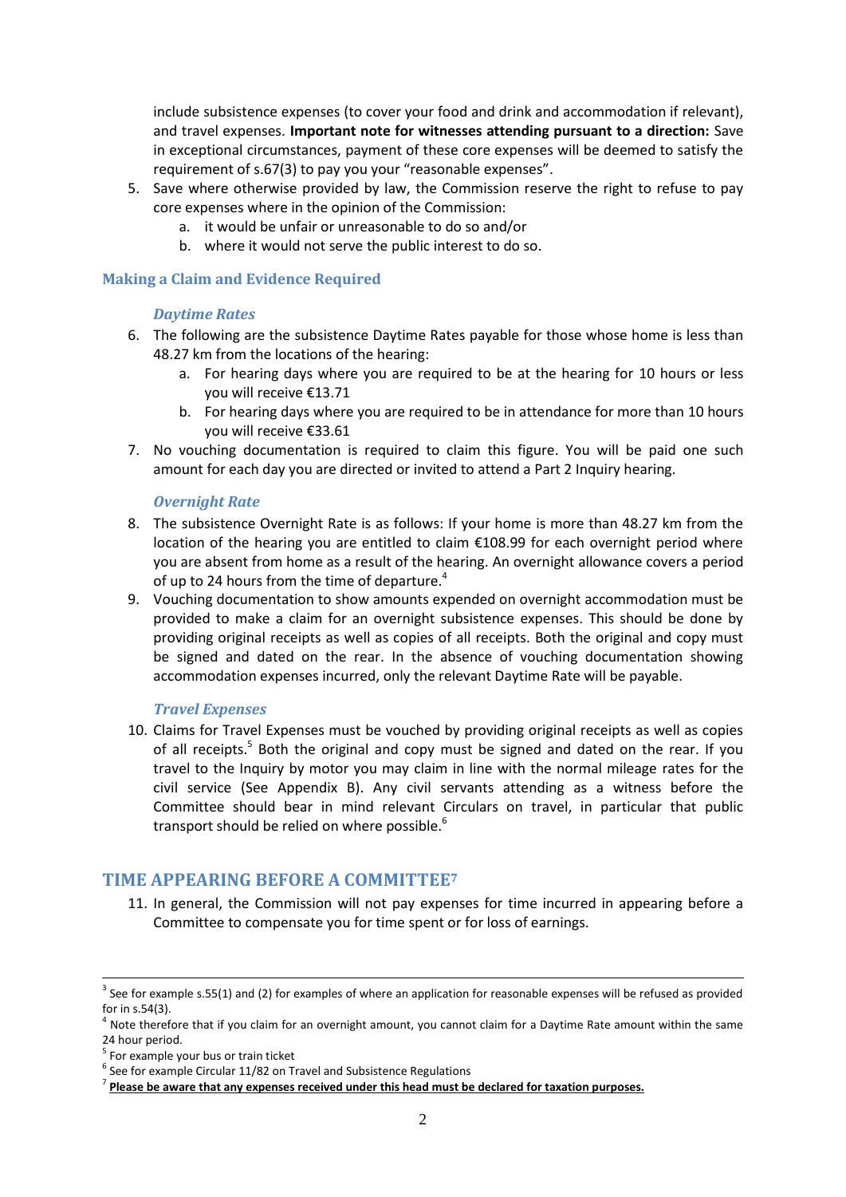include subsistence expenses (to cover your food and drink and accommodation if relevant), and travel expenses. **Important note for witnesses attending pursuant to a direction:** Save in exceptional circumstances, payment of these core expenses will be deemed to satisfy the requirement of s.67(3) to pay you your "reasonable expenses".

5. Save where otherwise provided by law, the Commission reserve the right to refuse to pay core expenses where in the opinion of the Commission:
   a. it would be unfair or unreasonable to do so and/or
   b. where it would not serve the public interest to do so.

## Making a Claim and Evidence Required

### *Daytime Rates*

6. The following are the subsistence Daytime Rates payable for those whose home is less than 48.27 km from the locations of the hearing:
   a. For hearing days where you are required to be at the hearing for 10 hours or less you will receive €13.71
   b. For hearing days where you are required to be in attendance for more than 10 hours you will receive €33.61
7. No vouching documentation is required to claim this figure. You will be paid one such amount for each day you are directed or invited to attend a Part 2 Inquiry hearing.

### *Overnight Rate*

8. The subsistence Overnight Rate is as follows: If your home is more than 48.27 km from the location of the hearing you are entitled to claim €108.99 for each overnight period where you are absent from home as a result of the hearing. An overnight allowance covers a period of up to 24 hours from the time of departure.[4]
9. Vouching documentation to show amounts expended on overnight accommodation must be provided to make a claim for an overnight subsistence expenses. This should be done by providing original receipts as well as copies of all receipts. Both the original and copy must be signed and dated on the rear. In the absence of vouching documentation showing accommodation expenses incurred, only the relevant Daytime Rate will be payable.

### *Travel Expenses*

10. Claims for Travel Expenses must be vouched by providing original receipts as well as copies of all receipts.[5] Both the original and copy must be signed and dated on the rear. If you travel to the Inquiry by motor you may claim in line with the normal mileage rates for the civil service (See Appendix B). Any civil servants attending as a witness before the Committee should bear in mind relevant Circulars on travel, in particular that public transport should be relied on where possible.[6]

## TIME APPEARING BEFORE A COMMITTEE[7]

11. In general, the Commission will not pay expenses for time incurred in appearing before a Committee to compensate you for time spent or for loss of earnings.

---

[3] See for example s.55(1) and (2) for examples of where an application for reasonable expenses will be refused as provided for in s.54(3).

[4] Note therefore that if you claim for an overnight amount, you cannot claim for a Daytime Rate amount within the same 24 hour period.

[5] For example your bus or train ticket

[6] See for example Circular 11/82 on Travel and Subsistence Regulations

[7] **Please be aware that any expenses received under this head must be declared for taxation purposes.**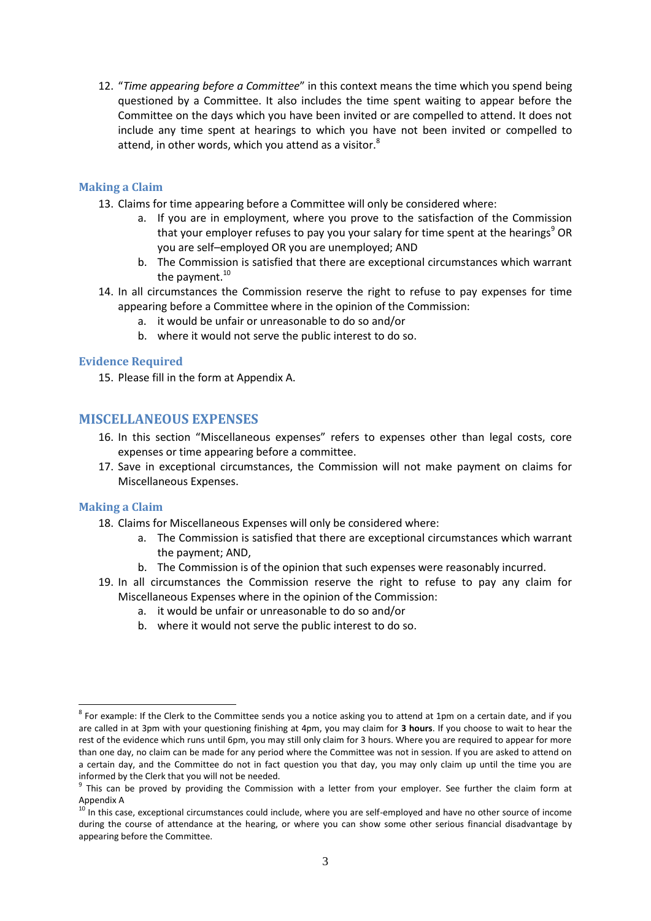12. "*Time appearing before a Committee*" in this context means the time which you spend being questioned by a Committee. It also includes the time spent waiting to appear before the Committee on the days which you have been invited or are compelled to attend. It does not include any time spent at hearings to which you have not been invited or compelled to attend, in other words, which you attend as a visitor.[8]

### Making a Claim

13. Claims for time appearing before a Committee will only be considered where:
    a. If you are in employment, where you prove to the satisfaction of the Commission that your employer refuses to pay you your salary for time spent at the hearings[9] OR you are self–employed OR you are unemployed; AND
    b. The Commission is satisfied that there are exceptional circumstances which warrant the payment.[10]
14. In all circumstances the Commission reserve the right to refuse to pay expenses for time appearing before a Committee where in the opinion of the Commission:
    a. it would be unfair or unreasonable to do so and/or
    b. where it would not serve the public interest to do so.

### Evidence Required

15. Please fill in the form at Appendix A.

## MISCELLANEOUS EXPENSES

16. In this section "Miscellaneous expenses" refers to expenses other than legal costs, core expenses or time appearing before a committee.
17. Save in exceptional circumstances, the Commission will not make payment on claims for Miscellaneous Expenses.

### Making a Claim

18. Claims for Miscellaneous Expenses will only be considered where:
    a. The Commission is satisfied that there are exceptional circumstances which warrant the payment; AND,
    b. The Commission is of the opinion that such expenses were reasonably incurred.
19. In all circumstances the Commission reserve the right to refuse to pay any claim for Miscellaneous Expenses where in the opinion of the Commission:
    a. it would be unfair or unreasonable to do so and/or
    b. where it would not serve the public interest to do so.

---

[8] For example: If the Clerk to the Committee sends you a notice asking you to attend at 1pm on a certain date, and if you are called in at 3pm with your questioning finishing at 4pm, you may claim for **3 hours**. If you choose to wait to hear the rest of the evidence which runs until 6pm, you may still only claim for 3 hours. Where you are required to appear for more than one day, no claim can be made for any period where the Committee was not in session. If you are asked to attend on a certain day, and the Committee do not in fact question you that day, you may only claim up until the time you are informed by the Clerk that you will not be needed.

[9] This can be proved by providing the Commission with a letter from your employer. See further the claim form at Appendix A

[10] In this case, exceptional circumstances could include, where you are self-employed and have no other source of income during the course of attendance at the hearing, or where you can show some other serious financial disadvantage by appearing before the Committee.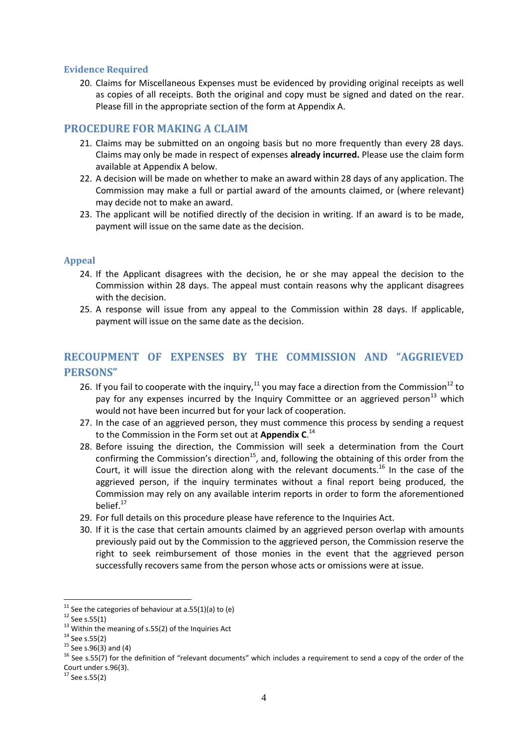### Evidence Required

20. Claims for Miscellaneous Expenses must be evidenced by providing original receipts as well as copies of all receipts. Both the original and copy must be signed and dated on the rear. Please fill in the appropriate section of the form at Appendix A.

## PROCEDURE FOR MAKING A CLAIM

21. Claims may be submitted on an ongoing basis but no more frequently than every 28 days. Claims may only be made in respect of expenses **already incurred.** Please use the claim form available at Appendix A below.
22. A decision will be made on whether to make an award within 28 days of any application. The Commission may make a full or partial award of the amounts claimed, or (where relevant) may decide not to make an award.
23. The applicant will be notified directly of the decision in writing. If an award is to be made, payment will issue on the same date as the decision.

### Appeal

24. If the Applicant disagrees with the decision, he or she may appeal the decision to the Commission within 28 days. The appeal must contain reasons why the applicant disagrees with the decision.
25. A response will issue from any appeal to the Commission within 28 days. If applicable, payment will issue on the same date as the decision.

## RECOUPMENT OF EXPENSES BY THE COMMISSION AND "AGGRIEVED PERSONS"

26. If you fail to cooperate with the inquiry,[11] you may face a direction from the Commission[12] to pay for any expenses incurred by the Inquiry Committee or an aggrieved person[13] which would not have been incurred but for your lack of cooperation.
27. In the case of an aggrieved person, they must commence this process by sending a request to the Commission in the Form set out at **Appendix C**.[14]
28. Before issuing the direction, the Commission will seek a determination from the Court confirming the Commission's direction[15], and, following the obtaining of this order from the Court, it will issue the direction along with the relevant documents.[16] In the case of the aggrieved person, if the inquiry terminates without a final report being produced, the Commission may rely on any available interim reports in order to form the aforementioned belief.[17]
29. For full details on this procedure please have reference to the Inquiries Act.
30. If it is the case that certain amounts claimed by an aggrieved person overlap with amounts previously paid out by the Commission to the aggrieved person, the Commission reserve the right to seek reimbursement of those monies in the event that the aggrieved person successfully recovers same from the person whose acts or omissions were at issue.

---

[11] See the categories of behaviour at a.55(1)(a) to (e)
[12] See s.55(1)
[13] Within the meaning of s.55(2) of the Inquiries Act
[14] See s.55(2)
[15] See s.96(3) and (4)
[16] See s.55(7) for the definition of "relevant documents" which includes a requirement to send a copy of the order of the Court under s.96(3).
[17] See s.55(2)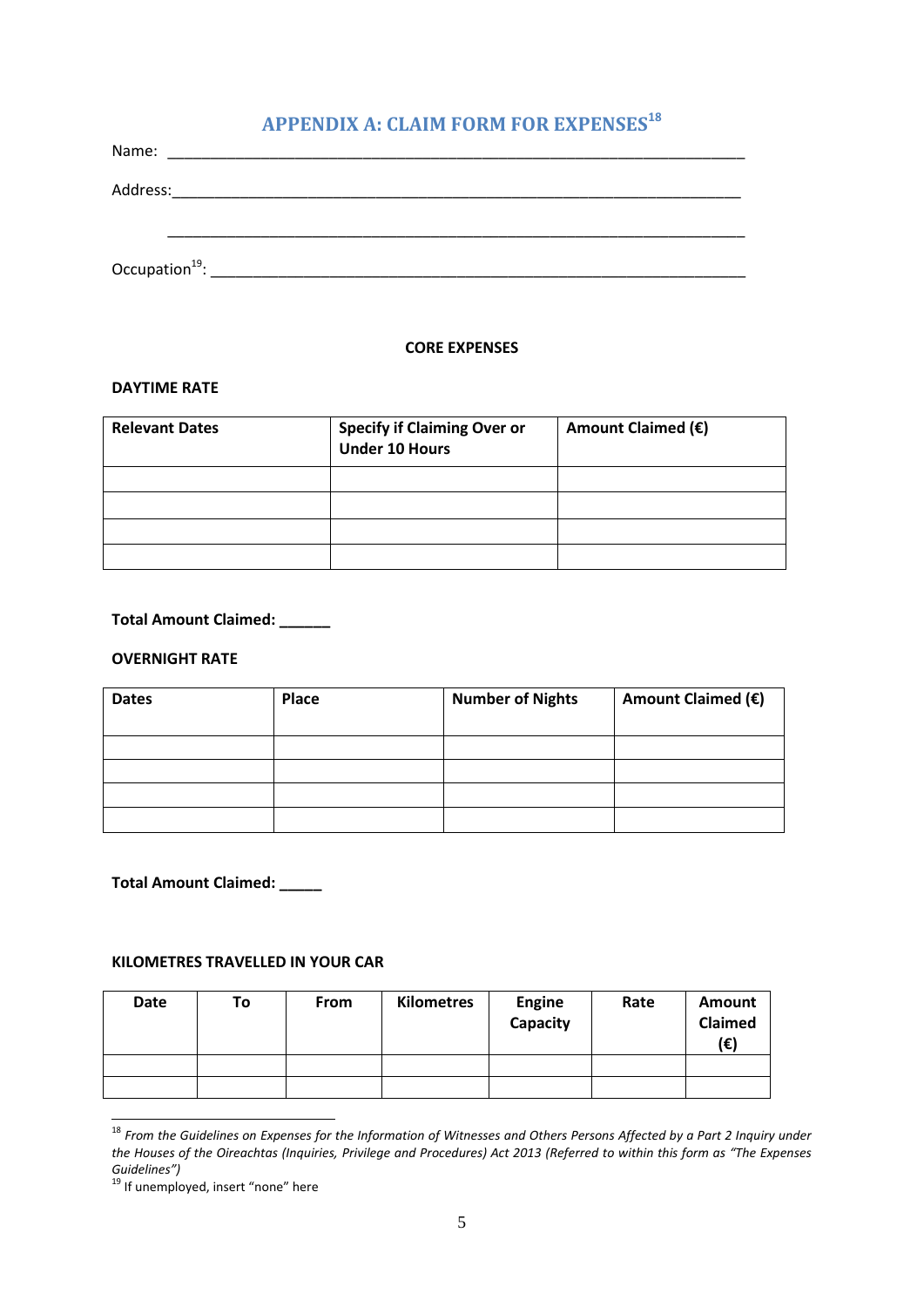## APPENDIX A: CLAIM FORM FOR EXPENSES[18]

Name: ___________________________________________________________________

Address:_________________________________________________________________

_________________________________________________________________________

Occupation[19]: ___________________________________________________________

**CORE EXPENSES**

**DAYTIME RATE**

| Relevant Dates | Specify if Claiming Over or Under 10 Hours | Amount Claimed (€) |
|---|---|---|
| | | |
| | | |
| | | |
| | | |

**Total Amount Claimed: ______**

**OVERNIGHT RATE**

| Dates | Place | Number of Nights | Amount Claimed (€) |
|---|---|---|---|
| | | | |
| | | | |
| | | | |
| | | | |

**Total Amount Claimed: _____**

**KILOMETRES TRAVELLED IN YOUR CAR**

| Date | To | From | Kilometres | Engine Capacity | Rate | Amount Claimed (€) |
|---|---|---|---|---|---|---|
| | | | | | | |
| | | | | | | |

[18] *From the Guidelines on Expenses for the Information of Witnesses and Others Persons Affected by a Part 2 Inquiry under the Houses of the Oireachtas (Inquiries, Privilege and Procedures) Act 2013 (Referred to within this form as "The Expenses Guidelines")*

[19] If unemployed, insert "none" here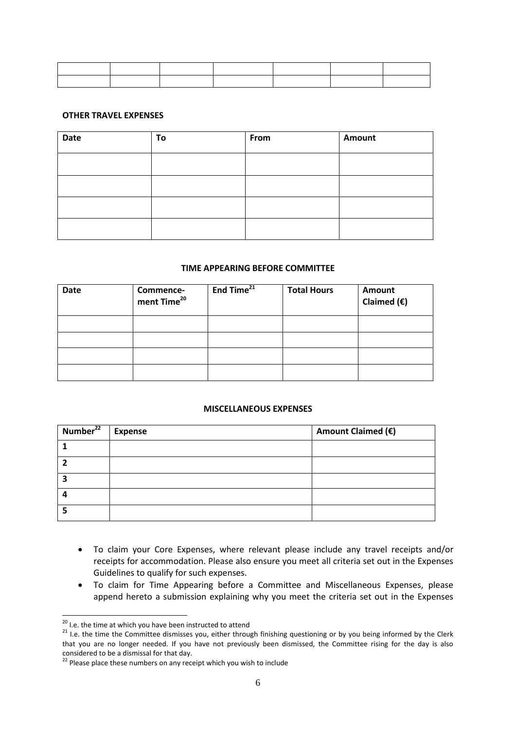| | | | | | | |
|---|---|---|---|---|---|---|
| | | | | | | |

**OTHER TRAVEL EXPENSES**

| Date | To | From | Amount |
|---|---|---|---|
| | | | |
| | | | |
| | | | |
| | | | |

**TIME APPEARING BEFORE COMMITTEE**

| Date | Commence-ment Time[20] | End Time[21] | Total Hours | Amount Claimed (€) |
|---|---|---|---|---|
| | | | | |
| | | | | |
| | | | | |
| | | | | |

**MISCELLANEOUS EXPENSES**

| Number[22] | Expense | Amount Claimed (€) |
|---|---|---|
| **1** | | |
| **2** | | |
| **3** | | |
| **4** | | |
| **5** | | |

- To claim your Core Expenses, where relevant please include any travel receipts and/or receipts for accommodation. Please also ensure you meet all criteria set out in the Expenses Guidelines to qualify for such expenses.
- To claim for Time Appearing before a Committee and Miscellaneous Expenses, please append hereto a submission explaining why you meet the criteria set out in the Expenses

---

[20] I.e. the time at which you have been instructed to attend

[21] I.e. the time the Committee dismisses you, either through finishing questioning or by you being informed by the Clerk that you are no longer needed. If you have not previously been dismissed, the Committee rising for the day is also considered to be a dismissal for that day.

[22] Please place these numbers on any receipt which you wish to include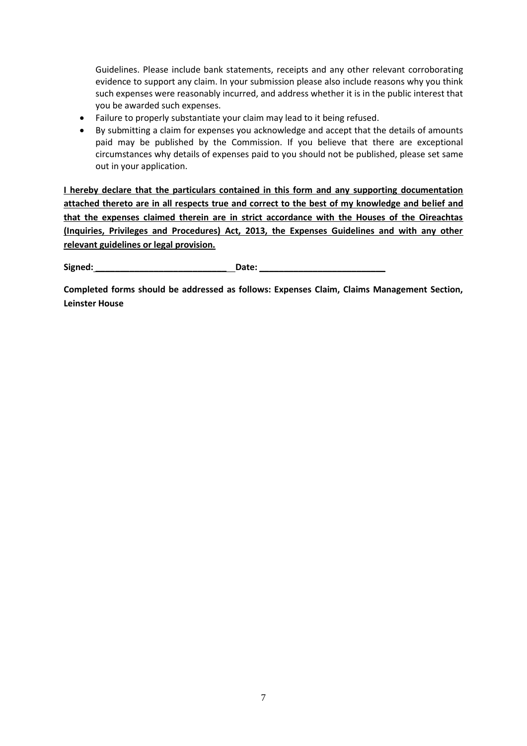Guidelines. Please include bank statements, receipts and any other relevant corroborating evidence to support any claim. In your submission please also include reasons why you think such expenses were reasonably incurred, and address whether it is in the public interest that you be awarded such expenses.

- Failure to properly substantiate your claim may lead to it being refused.
- By submitting a claim for expenses you acknowledge and accept that the details of amounts paid may be published by the Commission. If you believe that there are exceptional circumstances why details of expenses paid to you should not be published, please set same out in your application.

**I hereby declare that the particulars contained in this form and any supporting documentation attached thereto are in all respects true and correct to the best of my knowledge and belief and that the expenses claimed therein are in strict accordance with the Houses of the Oireachtas (Inquiries, Privileges and Procedures) Act, 2013, the Expenses Guidelines and with any other relevant guidelines or legal provision.**

**Signed:** ____________________________ **Date:** __________________________

**Completed forms should be addressed as follows: Expenses Claim, Claims Management Section, Leinster House**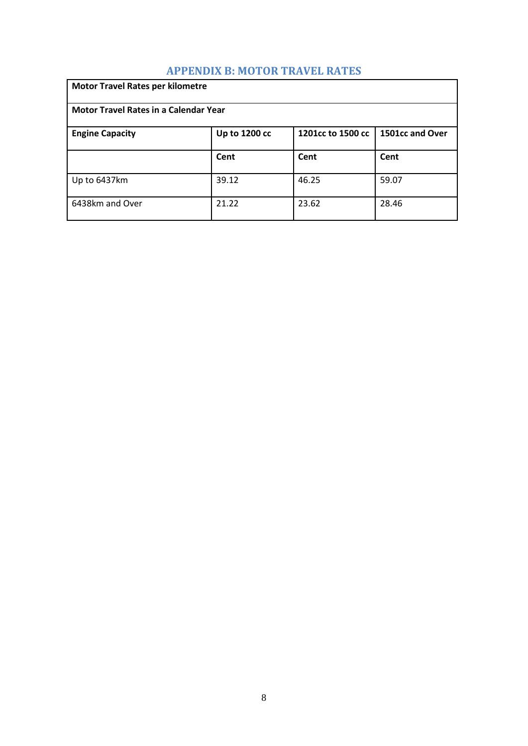## APPENDIX B: MOTOR TRAVEL RATES

| Motor Travel Rates per kilometre | | | |
|---|---|---|---|
| **Motor Travel Rates in a Calendar Year** | | | |
| **Engine Capacity** | **Up to 1200 cc** | **1201cc to 1500 cc** | **1501cc and Over** |
| | **Cent** | **Cent** | **Cent** |
| Up to 6437km | 39.12 | 46.25 | 59.07 |
| 6438km and Over | 21.22 | 23.62 | 28.46 |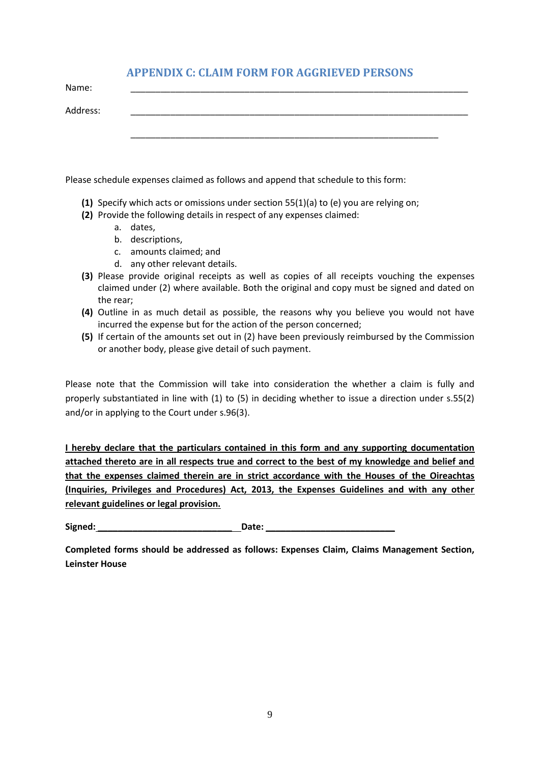## APPENDIX C: CLAIM FORM FOR AGGRIEVED PERSONS

Name: ______________________________________________________________________

Address: ______________________________________________________________________

______________________________________________________________________

Please schedule expenses claimed as follows and append that schedule to this form:

**(1)** Specify which acts or omissions under section 55(1)(a) to (e) you are relying on;

**(2)** Provide the following details in respect of any expenses claimed:

a. dates,
b. descriptions,
c. amounts claimed; and
d. any other relevant details.

**(3)** Please provide original receipts as well as copies of all receipts vouching the expenses claimed under (2) where available. Both the original and copy must be signed and dated on the rear;

**(4)** Outline in as much detail as possible, the reasons why you believe you would not have incurred the expense but for the action of the person concerned;

**(5)** If certain of the amounts set out in (2) have been previously reimbursed by the Commission or another body, please give detail of such payment.

Please note that the Commission will take into consideration the whether a claim is fully and properly substantiated in line with (1) to (5) in deciding whether to issue a direction under s.55(2) and/or in applying to the Court under s.96(3).

**I hereby declare that the particulars contained in this form and any supporting documentation attached thereto are in all respects true and correct to the best of my knowledge and belief and that the expenses claimed therein are in strict accordance with the Houses of the Oireachtas (Inquiries, Privileges and Procedures) Act, 2013, the Expenses Guidelines and with any other relevant guidelines or legal provision.**

**Signed:** ____________________________ **Date:** ____________________________

**Completed forms should be addressed as follows: Expenses Claim, Claims Management Section, Leinster House**